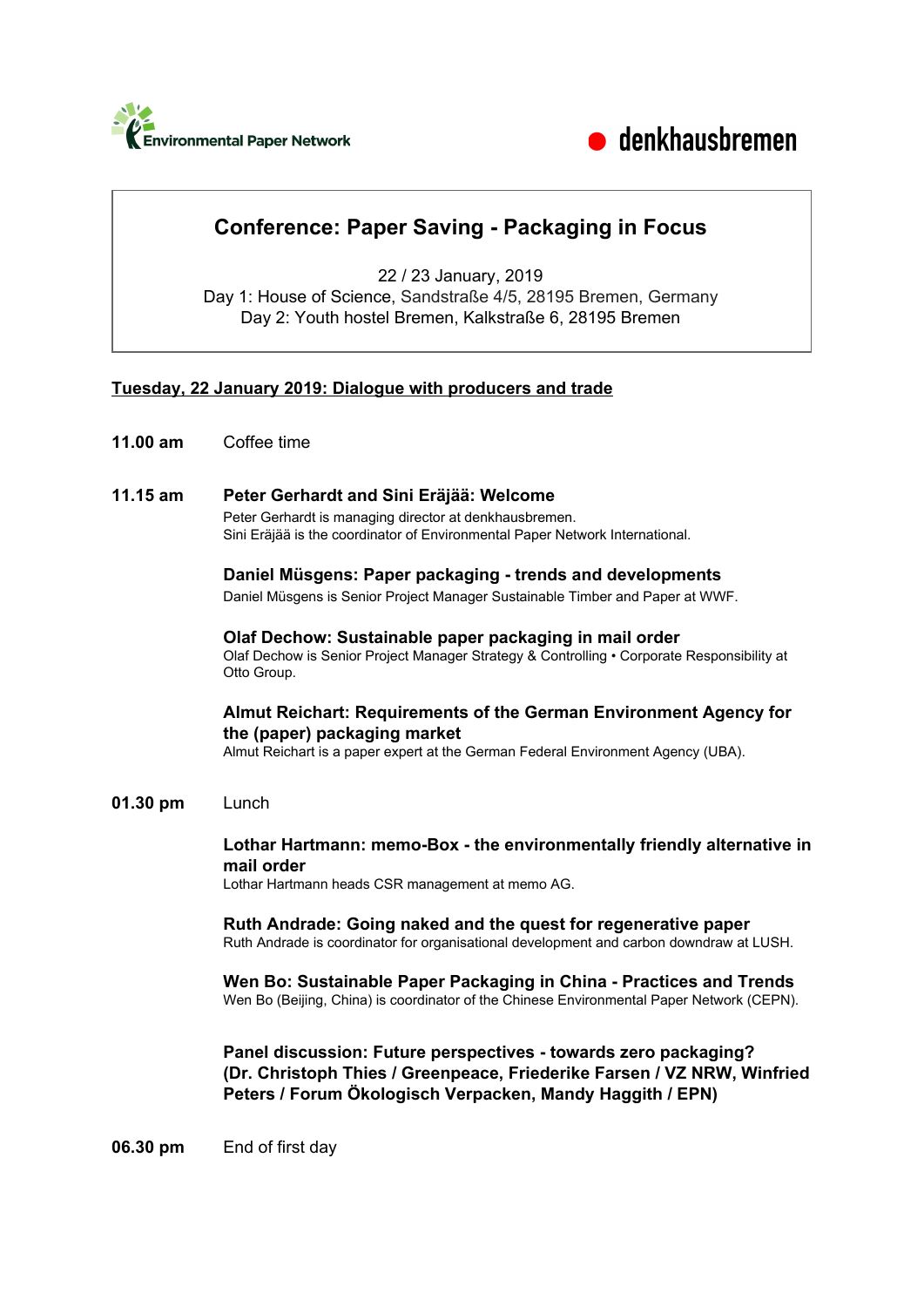Environmental Paper Network

denkhausbremen

# Conference: Paper Saving - Packaging in Focus

22 / 23 January, 2019
Day 1: House of Science, Sandstraße 4/5, 28195 Bremen, Germany
Day 2: Youth hostel Bremen, Kalkstraße 6, 28195 Bremen

## Tuesday, 22 January 2019: Dialogue with producers and trade

**11.00 am** Coffee time

**11.15 am** **Peter Gerhardt and Sini Eräjää: Welcome**
Peter Gerhardt is managing director at denkhausbremen.
Sini Eräjää is the coordinator of Environmental Paper Network International.

**Daniel Müsgens: Paper packaging - trends and developments**
Daniel Müsgens is Senior Project Manager Sustainable Timber and Paper at WWF.

**Olaf Dechow: Sustainable paper packaging in mail order**
Olaf Dechow is Senior Project Manager Strategy & Controlling • Corporate Responsibility at Otto Group.

**Almut Reichart: Requirements of the German Environment Agency for the (paper) packaging market**
Almut Reichart is a paper expert at the German Federal Environment Agency (UBA).

**01.30 pm** Lunch

**Lothar Hartmann: memo-Box - the environmentally friendly alternative in mail order**
Lothar Hartmann heads CSR management at memo AG.

**Ruth Andrade: Going naked and the quest for regenerative paper**
Ruth Andrade is coordinator for organisational development and carbon downdraw at LUSH.

**Wen Bo: Sustainable Paper Packaging in China - Practices and Trends**
Wen Bo (Beijing, China) is coordinator of the Chinese Environmental Paper Network (CEPN).

**Panel discussion: Future perspectives - towards zero packaging?**
**(Dr. Christoph Thies / Greenpeace, Friederike Farsen / VZ NRW, Winfried Peters / Forum Ökologisch Verpacken, Mandy Haggith / EPN)**

**06.30 pm** End of first day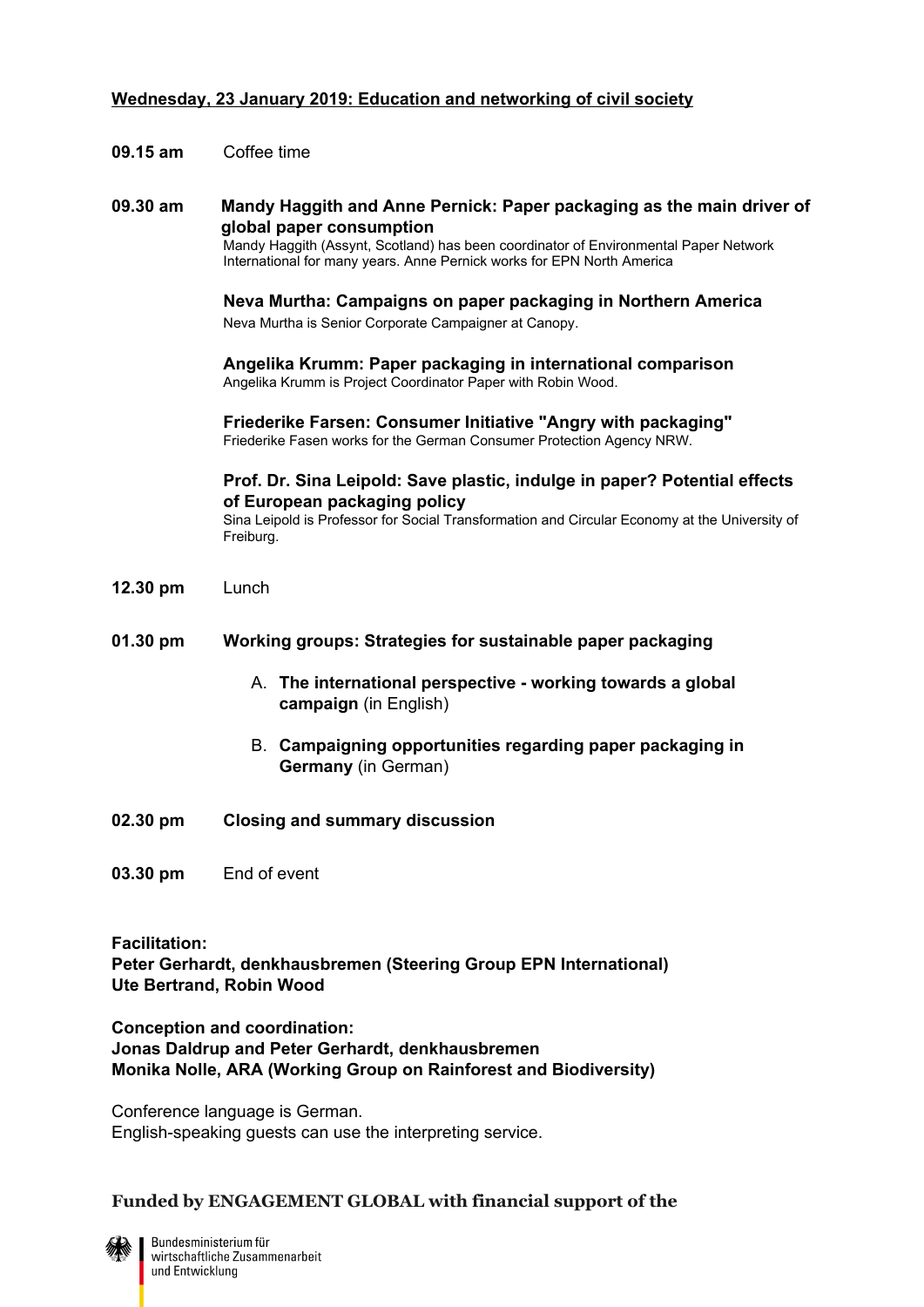## Wednesday, 23 January 2019: Education and networking of civil society

**09.15 am** Coffee time

**09.30 am** **Mandy Haggith and Anne Pernick: Paper packaging as the main driver of global paper consumption**
Mandy Haggith (Assynt, Scotland) has been coordinator of Environmental Paper Network International for many years. Anne Pernick works for EPN North America

**Neva Murtha: Campaigns on paper packaging in Northern America**
Neva Murtha is Senior Corporate Campaigner at Canopy.

**Angelika Krumm: Paper packaging in international comparison**
Angelika Krumm is Project Coordinator Paper with Robin Wood.

**Friederike Farsen: Consumer Initiative "Angry with packaging"**
Friederike Fasen works for the German Consumer Protection Agency NRW.

**Prof. Dr. Sina Leipold: Save plastic, indulge in paper? Potential effects of European packaging policy**
Sina Leipold is Professor for Social Transformation and Circular Economy at the University of Freiburg.

**12.30 pm** Lunch

**01.30 pm** **Working groups: Strategies for sustainable paper packaging**

A. **The international perspective - working towards a global campaign** (in English)

B. **Campaigning opportunities regarding paper packaging in Germany** (in German)

**02.30 pm** **Closing and summary discussion**

**03.30 pm** End of event

**Facilitation:**
**Peter Gerhardt, denkhausbremen (Steering Group EPN International)**
**Ute Bertrand, Robin Wood**

**Conception and coordination:**
**Jonas Daldrup and Peter Gerhardt, denkhausbremen**
**Monika Nolle, ARA (Working Group on Rainforest and Biodiversity)**

Conference language is German.
English-speaking guests can use the interpreting service.

**Funded by ENGAGEMENT GLOBAL with financial support of the**

Bundesministerium für wirtschaftliche Zusammenarbeit und Entwicklung